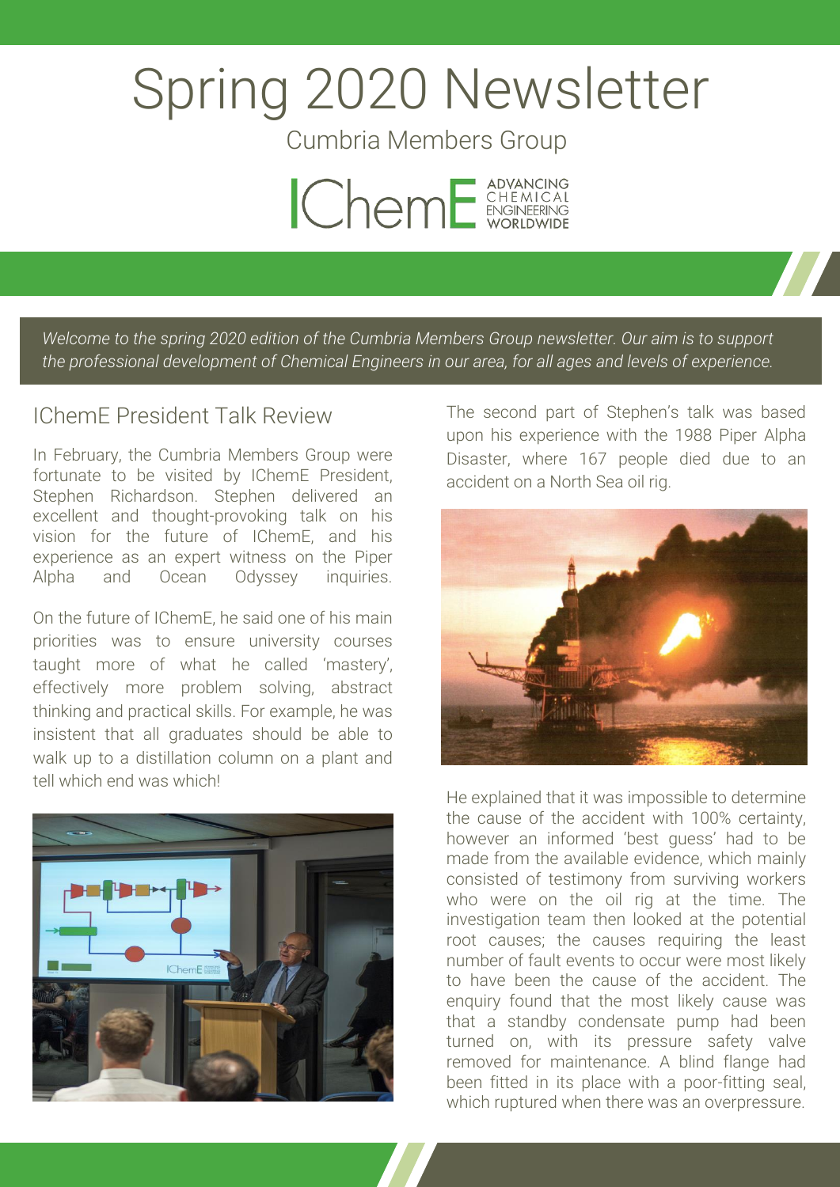# Spring 2020 Newsletter

Cumbria Members Group

IChemE ADVANCING CHEMICAL ENGINEERING WORLDWIDE

*Welcome to the spring 2020 edition of the Cumbria Members Group newsletter. Our aim is to support the professional development of Chemical Engineers in our area, for all ages and levels of experience.*

## IChemE President Talk Review

In February, the Cumbria Members Group were fortunate to be visited by IChemE President, Stephen Richardson. Stephen delivered an excellent and thought-provoking talk on his vision for the future of IChemE, and his experience as an expert witness on the Piper Alpha and Ocean Odyssey inquiries.

On the future of IChemE, he said one of his main priorities was to ensure university courses taught more of what he called 'mastery', effectively more problem solving, abstract thinking and practical skills. For example, he was insistent that all graduates should be able to walk up to a distillation column on a plant and tell which end was which!

The second part of Stephen's talk was based upon his experience with the 1988 Piper Alpha Disaster, where 167 people died due to an accident on a North Sea oil rig.

He explained that it was impossible to determine the cause of the accident with 100% certainty, however an informed 'best guess' had to be made from the available evidence, which mainly consisted of testimony from surviving workers who were on the oil rig at the time. The investigation team then looked at the potential root causes; the causes requiring the least number of fault events to occur were most likely to have been the cause of the accident. The enquiry found that the most likely cause was that a standby condensate pump had been turned on, with its pressure safety valve removed for maintenance. A blind flange had been fitted in its place with a poor-fitting seal, which ruptured when there was an overpressure.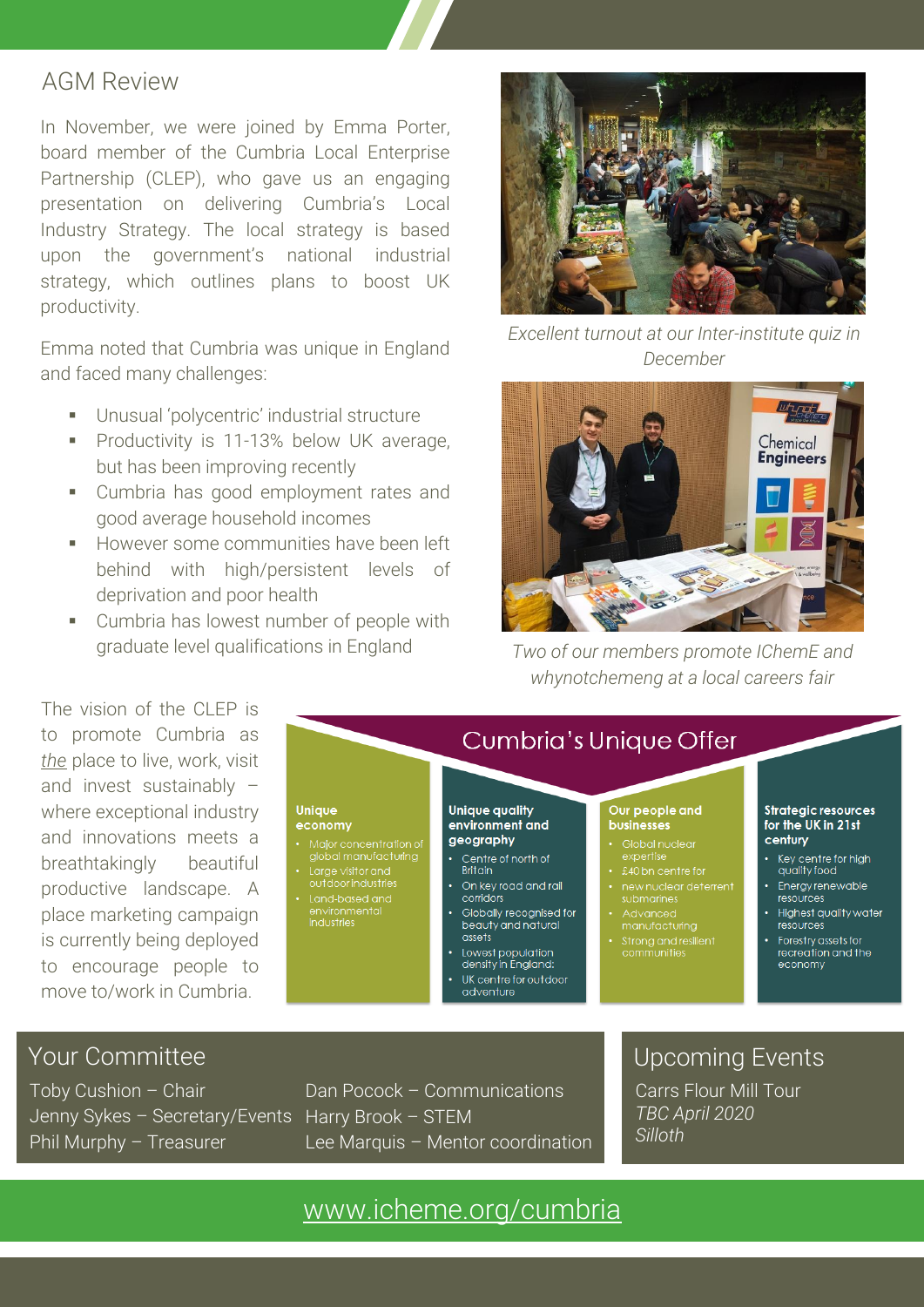## AGM Review

In November, we were joined by Emma Porter, board member of the Cumbria Local Enterprise Partnership (CLEP), who gave us an engaging presentation on delivering Cumbria's Local Industry Strategy. The local strategy is based upon the government's national industrial strategy, which outlines plans to boost UK productivity.

Emma noted that Cumbria was unique in England and faced many challenges:

- Unusual 'polycentric' industrial structure
- Productivity is 11-13% below UK average, but has been improving recently
- Cumbria has good employment rates and good average household incomes
- However some communities have been left behind with high/persistent levels of deprivation and poor health
- Cumbria has lowest number of people with graduate level qualifications in England

The vision of the CLEP is to promote Cumbria as *the* place to live, work, visit and invest sustainably – where exceptional industry and innovations meets a breathtakingly beautiful productive landscape. A place marketing campaign is currently being deployed to encourage people to move to/work in Cumbria.

*Excellent turnout at our Inter-institute quiz in December*

*Two of our members promote IChemE and whynotchemeng at a local careers fair*

### Cumbria's Unique Offer

**Unique economy**
- Major concentration of global manufacturing
- Large visitor and outdoor industries
- Land-based and environmental industries

**Unique quality environment and geography**
- Centre of north of Britain
- On key road and rail corridors
- Globally recognised for beauty and natural assets
- Lowest population density in England:
- UK centre for outdoor adventure

**Our people and businesses**
- Global nuclear expertise
- £40bn centre for new nuclear deterrent submarines
- Advanced manufacturing
- Strong and resilient communities

**Strategic resources for the UK in 21st century**
- Key centre for high quality food
- Energy renewable resources
- Highest quality water resources
- Forestry assets for recreation and the economy

## Your Committee

Toby Cushion – Chair
Jenny Sykes – Secretary/Events
Phil Murphy – Treasurer
Dan Pocock – Communications
Harry Brook – STEM
Lee Marquis – Mentor coordination

## Upcoming Events

Carrs Flour Mill Tour
*TBC April 2020*
*Silloth*

www.icheme.org/cumbria